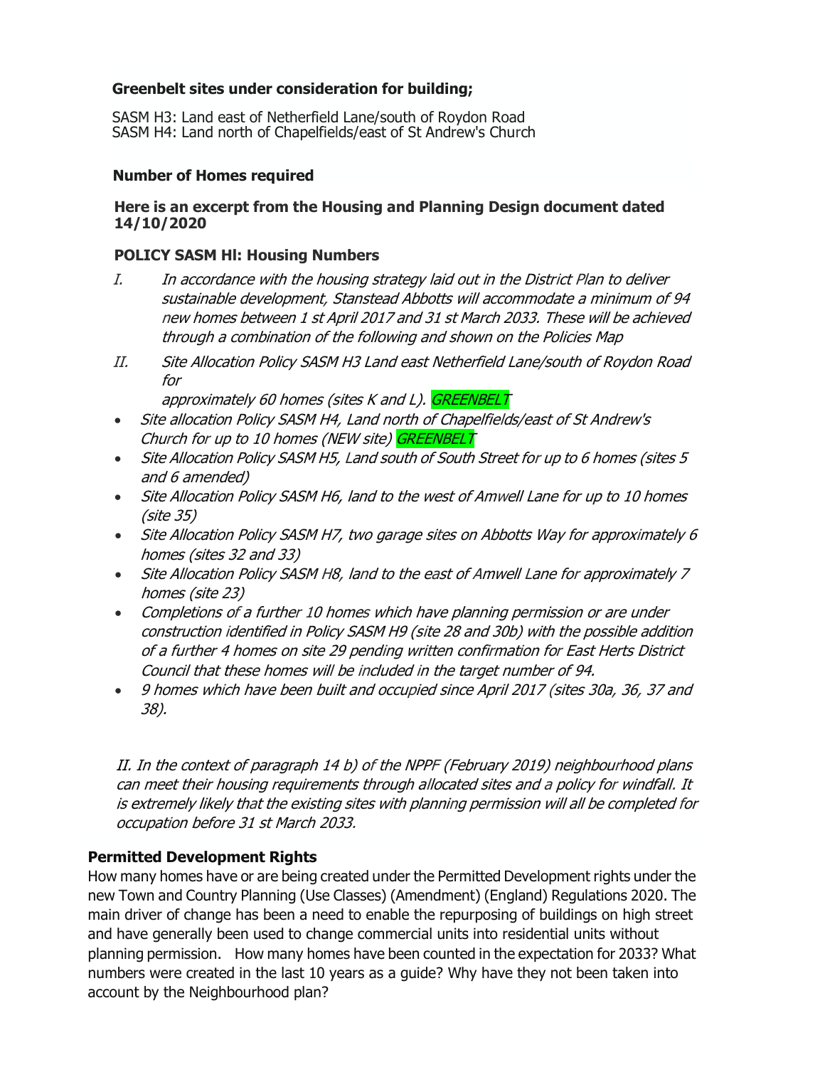### Greenbelt sites under consideration for building;

SASM H3: Land east of Netherfield Lane/south of Roydon Road
SASM H4: Land north of Chapelfields/east of St Andrew's Church

### Number of Homes required

**Here is an excerpt from the Housing and Planning Design document dated 14/10/2020**

**POLICY SASM Hl: Housing Numbers**

*I. In accordance with the housing strategy laid out in the District Plan to deliver sustainable development, Stanstead Abbotts will accommodate a minimum of 94 new homes between 1 st April 2017 and 31 st March 2033. These will be achieved through a combination of the following and shown on the Policies Map*

*II. Site Allocation Policy SASM H3 Land east Netherfield Lane/south of Roydon Road for approximately 60 homes (sites K and L). GREENBELT*

- *Site allocation Policy SASM H4, Land north of Chapelfields/east of St Andrew's Church for up to 10 homes (NEW site) GREENBELT*
- *Site Allocation Policy SASM H5, Land south of South Street for up to 6 homes (sites 5 and 6 amended)*
- *Site Allocation Policy SASM H6, land to the west of Amwell Lane for up to 10 homes (site 35)*
- *Site Allocation Policy SASM H7, two garage sites on Abbotts Way for approximately 6 homes (sites 32 and 33)*
- *Site Allocation Policy SASM H8, land to the east of Amwell Lane for approximately 7 homes (site 23)*
- *Completions of a further 10 homes which have planning permission or are under construction identified in Policy SASM H9 (site 28 and 30b) with the possible addition of a further 4 homes on site 29 pending written confirmation for East Herts District Council that these homes will be included in the target number of 94.*
- *9 homes which have been built and occupied since April 2017 (sites 30a, 36, 37 and 38).*

*II. In the context of paragraph 14 b) of the NPPF (February 2019) neighbourhood plans can meet their housing requirements through allocated sites and a policy for windfall. It is extremely likely that the existing sites with planning permission will all be completed for occupation before 31 st March 2033.*

### Permitted Development Rights

How many homes have or are being created under the Permitted Development rights under the new Town and Country Planning (Use Classes) (Amendment) (England) Regulations 2020. The main driver of change has been a need to enable the repurposing of buildings on high street and have generally been used to change commercial units into residential units without planning permission. How many homes have been counted in the expectation for 2033? What numbers were created in the last 10 years as a guide? Why have they not been taken into account by the Neighbourhood plan?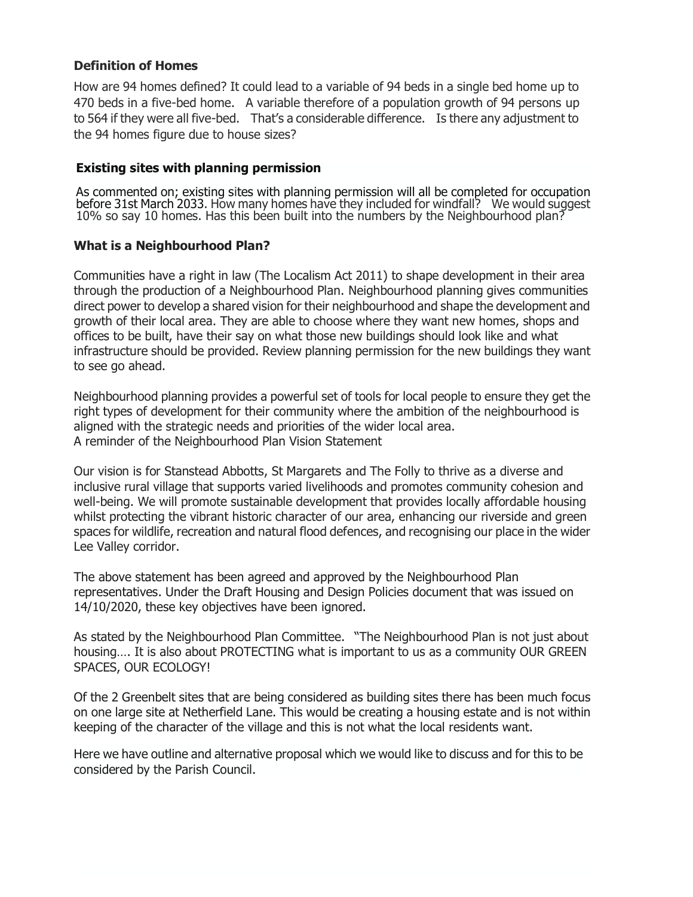### Definition of Homes

How are 94 homes defined? It could lead to a variable of 94 beds in a single bed home up to 470 beds in a five-bed home. A variable therefore of a population growth of 94 persons up to 564 if they were all five-bed. That's a considerable difference. Is there any adjustment to the 94 homes figure due to house sizes?

### Existing sites with planning permission

As commented on; existing sites with planning permission will all be completed for occupation before 31st March 2033. How many homes have they included for windfall? We would suggest 10% so say 10 homes. Has this been built into the numbers by the Neighbourhood plan?

### What is a Neighbourhood Plan?

Communities have a right in law (The Localism Act 2011) to shape development in their area through the production of a Neighbourhood Plan. Neighbourhood planning gives communities direct power to develop a shared vision for their neighbourhood and shape the development and growth of their local area. They are able to choose where they want new homes, shops and offices to be built, have their say on what those new buildings should look like and what infrastructure should be provided. Review planning permission for the new buildings they want to see go ahead.

Neighbourhood planning provides a powerful set of tools for local people to ensure they get the right types of development for their community where the ambition of the neighbourhood is aligned with the strategic needs and priorities of the wider local area.
A reminder of the Neighbourhood Plan Vision Statement

Our vision is for Stanstead Abbotts, St Margarets and The Folly to thrive as a diverse and inclusive rural village that supports varied livelihoods and promotes community cohesion and well-being. We will promote sustainable development that provides locally affordable housing whilst protecting the vibrant historic character of our area, enhancing our riverside and green spaces for wildlife, recreation and natural flood defences, and recognising our place in the wider Lee Valley corridor.

The above statement has been agreed and approved by the Neighbourhood Plan representatives. Under the Draft Housing and Design Policies document that was issued on 14/10/2020, these key objectives have been ignored.

As stated by the Neighbourhood Plan Committee. "The Neighbourhood Plan is not just about housing…. It is also about PROTECTING what is important to us as a community OUR GREEN SPACES, OUR ECOLOGY!

Of the 2 Greenbelt sites that are being considered as building sites there has been much focus on one large site at Netherfield Lane. This would be creating a housing estate and is not within keeping of the character of the village and this is not what the local residents want.

Here we have outline and alternative proposal which we would like to discuss and for this to be considered by the Parish Council.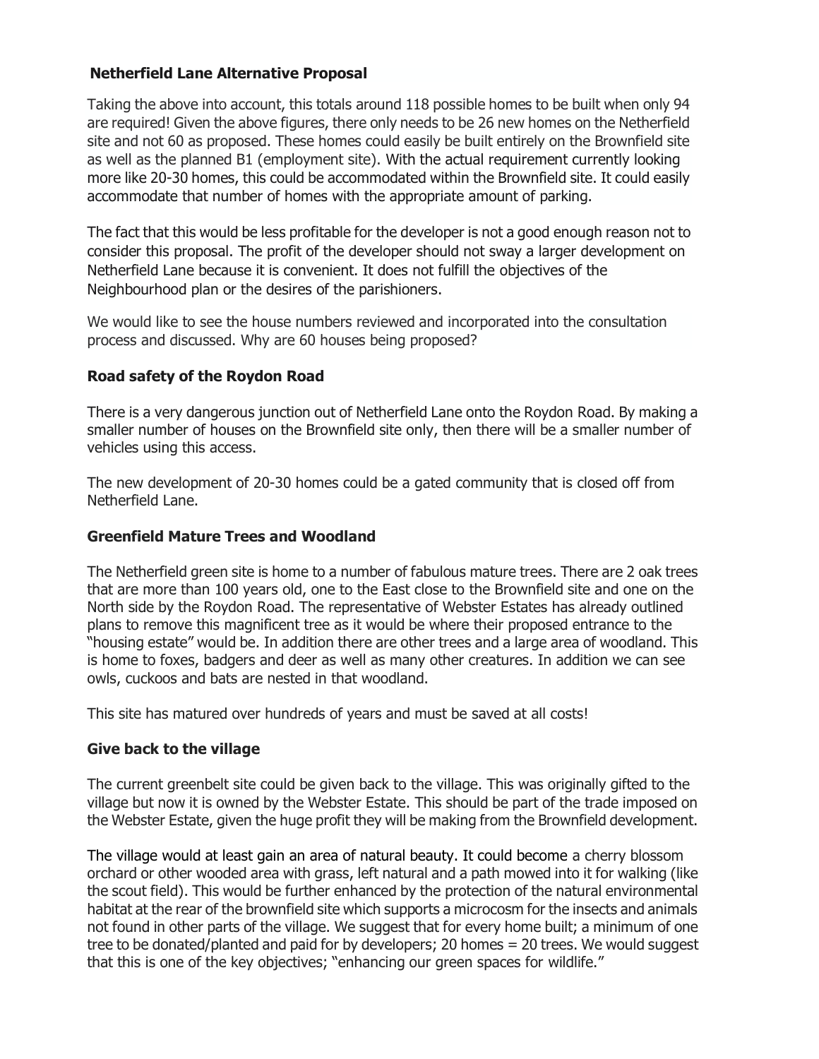## Netherfield Lane Alternative Proposal

Taking the above into account, this totals around 118 possible homes to be built when only 94 are required! Given the above figures, there only needs to be 26 new homes on the Netherfield site and not 60 as proposed. These homes could easily be built entirely on the Brownfield site as well as the planned B1 (employment site). With the actual requirement currently looking more like 20-30 homes, this could be accommodated within the Brownfield site. It could easily accommodate that number of homes with the appropriate amount of parking.

The fact that this would be less profitable for the developer is not a good enough reason not to consider this proposal. The profit of the developer should not sway a larger development on Netherfield Lane because it is convenient. It does not fulfill the objectives of the Neighbourhood plan or the desires of the parishioners.

We would like to see the house numbers reviewed and incorporated into the consultation process and discussed. Why are 60 houses being proposed?

## Road safety of the Roydon Road

There is a very dangerous junction out of Netherfield Lane onto the Roydon Road. By making a smaller number of houses on the Brownfield site only, then there will be a smaller number of vehicles using this access.

The new development of 20-30 homes could be a gated community that is closed off from Netherfield Lane.

## Greenfield Mature Trees and Woodland

The Netherfield green site is home to a number of fabulous mature trees. There are 2 oak trees that are more than 100 years old, one to the East close to the Brownfield site and one on the North side by the Roydon Road. The representative of Webster Estates has already outlined plans to remove this magnificent tree as it would be where their proposed entrance to the "housing estate" would be. In addition there are other trees and a large area of woodland. This is home to foxes, badgers and deer as well as many other creatures. In addition we can see owls, cuckoos and bats are nested in that woodland.

This site has matured over hundreds of years and must be saved at all costs!

## Give back to the village

The current greenbelt site could be given back to the village. This was originally gifted to the village but now it is owned by the Webster Estate. This should be part of the trade imposed on the Webster Estate, given the huge profit they will be making from the Brownfield development.

The village would at least gain an area of natural beauty. It could become a cherry blossom orchard or other wooded area with grass, left natural and a path mowed into it for walking (like the scout field). This would be further enhanced by the protection of the natural environmental habitat at the rear of the brownfield site which supports a microcosm for the insects and animals not found in other parts of the village. We suggest that for every home built; a minimum of one tree to be donated/planted and paid for by developers; 20 homes = 20 trees. We would suggest that this is one of the key objectives; "enhancing our green spaces for wildlife."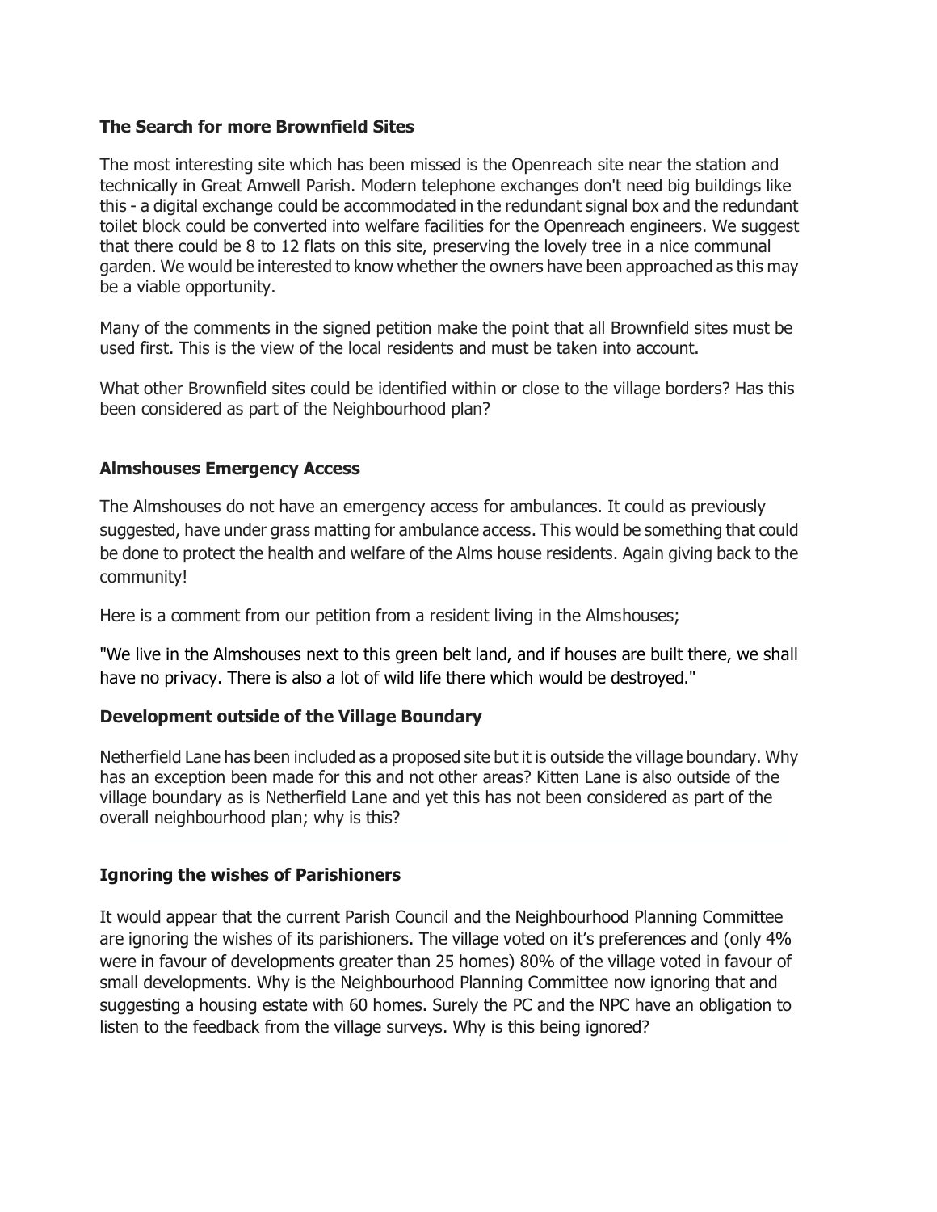**The Search for more Brownfield Sites**

The most interesting site which has been missed is the Openreach site near the station and technically in Great Amwell Parish. Modern telephone exchanges don't need big buildings like this - a digital exchange could be accommodated in the redundant signal box and the redundant toilet block could be converted into welfare facilities for the Openreach engineers. We suggest that there could be 8 to 12 flats on this site, preserving the lovely tree in a nice communal garden. We would be interested to know whether the owners have been approached as this may be a viable opportunity.

Many of the comments in the signed petition make the point that all Brownfield sites must be used first. This is the view of the local residents and must be taken into account.

What other Brownfield sites could be identified within or close to the village borders? Has this been considered as part of the Neighbourhood plan?

**Almshouses Emergency Access**

The Almshouses do not have an emergency access for ambulances. It could as previously suggested, have under grass matting for ambulance access. This would be something that could be done to protect the health and welfare of the Alms house residents. Again giving back to the community!

Here is a comment from our petition from a resident living in the Almshouses;

"We live in the Almshouses next to this green belt land, and if houses are built there, we shall have no privacy. There is also a lot of wild life there which would be destroyed."

**Development outside of the Village Boundary**

Netherfield Lane has been included as a proposed site but it is outside the village boundary. Why has an exception been made for this and not other areas? Kitten Lane is also outside of the village boundary as is Netherfield Lane and yet this has not been considered as part of the overall neighbourhood plan; why is this?

**Ignoring the wishes of Parishioners**

It would appear that the current Parish Council and the Neighbourhood Planning Committee are ignoring the wishes of its parishioners. The village voted on it's preferences and (only 4% were in favour of developments greater than 25 homes) 80% of the village voted in favour of small developments. Why is the Neighbourhood Planning Committee now ignoring that and suggesting a housing estate with 60 homes. Surely the PC and the NPC have an obligation to listen to the feedback from the village surveys. Why is this being ignored?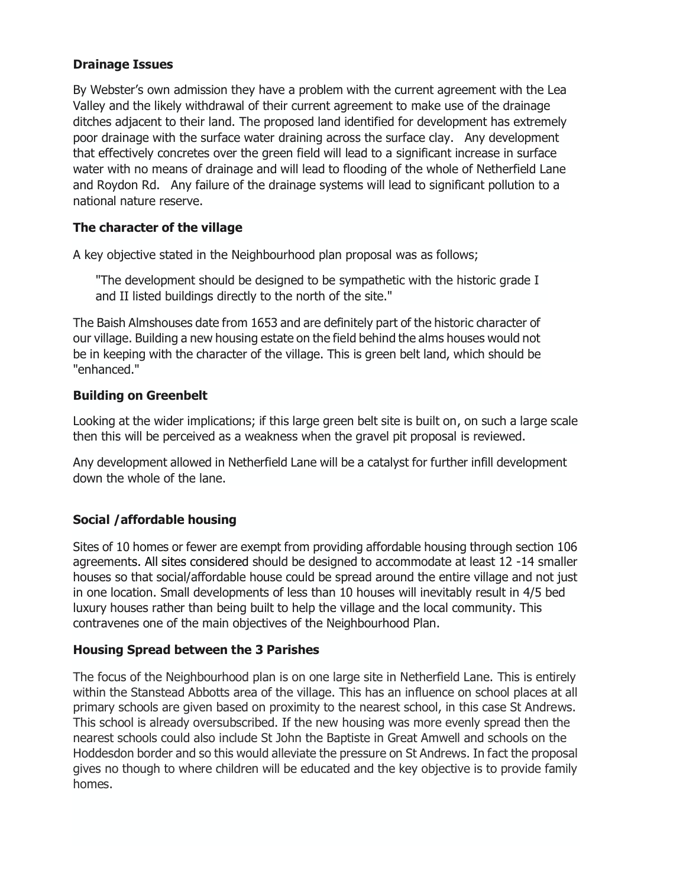## Drainage Issues

By Webster's own admission they have a problem with the current agreement with the Lea Valley and the likely withdrawal of their current agreement to make use of the drainage ditches adjacent to their land. The proposed land identified for development has extremely poor drainage with the surface water draining across the surface clay. Any development that effectively concretes over the green field will lead to a significant increase in surface water with no means of drainage and will lead to flooding of the whole of Netherfield Lane and Roydon Rd. Any failure of the drainage systems will lead to significant pollution to a national nature reserve.

## The character of the village

A key objective stated in the Neighbourhood plan proposal was as follows;

> "The development should be designed to be sympathetic with the historic grade I and II listed buildings directly to the north of the site."

The Baish Almshouses date from 1653 and are definitely part of the historic character of our village. Building a new housing estate on the field behind the alms houses would not be in keeping with the character of the village. This is green belt land, which should be "enhanced."

## Building on Greenbelt

Looking at the wider implications; if this large green belt site is built on, on such a large scale then this will be perceived as a weakness when the gravel pit proposal is reviewed.

Any development allowed in Netherfield Lane will be a catalyst for further infill development down the whole of the lane.

## Social /affordable housing

Sites of 10 homes or fewer are exempt from providing affordable housing through section 106 agreements. All sites considered should be designed to accommodate at least 12 -14 smaller houses so that social/affordable house could be spread around the entire village and not just in one location. Small developments of less than 10 houses will inevitably result in 4/5 bed luxury houses rather than being built to help the village and the local community. This contravenes one of the main objectives of the Neighbourhood Plan.

## Housing Spread between the 3 Parishes

The focus of the Neighbourhood plan is on one large site in Netherfield Lane. This is entirely within the Stanstead Abbotts area of the village. This has an influence on school places at all primary schools are given based on proximity to the nearest school, in this case St Andrews. This school is already oversubscribed. If the new housing was more evenly spread then the nearest schools could also include St John the Baptiste in Great Amwell and schools on the Hoddesdon border and so this would alleviate the pressure on St Andrews. In fact the proposal gives no though to where children will be educated and the key objective is to provide family homes.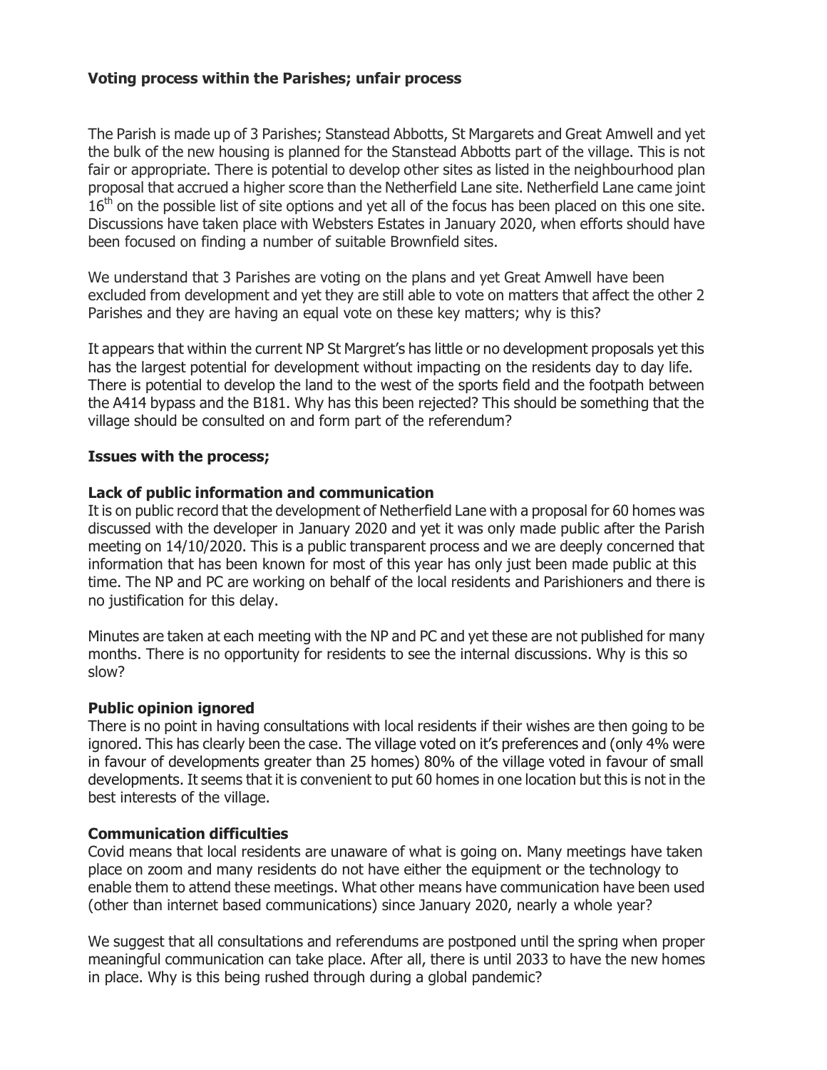**Voting process within the Parishes; unfair process**

The Parish is made up of 3 Parishes; Stanstead Abbotts, St Margarets and Great Amwell and yet the bulk of the new housing is planned for the Stanstead Abbotts part of the village. This is not fair or appropriate. There is potential to develop other sites as listed in the neighbourhood plan proposal that accrued a higher score than the Netherfield Lane site. Netherfield Lane came joint 16th on the possible list of site options and yet all of the focus has been placed on this one site. Discussions have taken place with Websters Estates in January 2020, when efforts should have been focused on finding a number of suitable Brownfield sites.

We understand that 3 Parishes are voting on the plans and yet Great Amwell have been excluded from development and yet they are still able to vote on matters that affect the other 2 Parishes and they are having an equal vote on these key matters; why is this?

It appears that within the current NP St Margret's has little or no development proposals yet this has the largest potential for development without impacting on the residents day to day life. There is potential to develop the land to the west of the sports field and the footpath between the A414 bypass and the B181. Why has this been rejected? This should be something that the village should be consulted on and form part of the referendum?

**Issues with the process;**

**Lack of public information and communication**

It is on public record that the development of Netherfield Lane with a proposal for 60 homes was discussed with the developer in January 2020 and yet it was only made public after the Parish meeting on 14/10/2020. This is a public transparent process and we are deeply concerned that information that has been known for most of this year has only just been made public at this time. The NP and PC are working on behalf of the local residents and Parishioners and there is no justification for this delay.

Minutes are taken at each meeting with the NP and PC and yet these are not published for many months. There is no opportunity for residents to see the internal discussions. Why is this so slow?

**Public opinion ignored**

There is no point in having consultations with local residents if their wishes are then going to be ignored. This has clearly been the case. The village voted on it's preferences and (only 4% were in favour of developments greater than 25 homes) 80% of the village voted in favour of small developments. It seems that it is convenient to put 60 homes in one location but this is not in the best interests of the village.

**Communication difficulties**

Covid means that local residents are unaware of what is going on. Many meetings have taken place on zoom and many residents do not have either the equipment or the technology to enable them to attend these meetings. What other means have communication have been used (other than internet based communications) since January 2020, nearly a whole year?

We suggest that all consultations and referendums are postponed until the spring when proper meaningful communication can take place. After all, there is until 2033 to have the new homes in place. Why is this being rushed through during a global pandemic?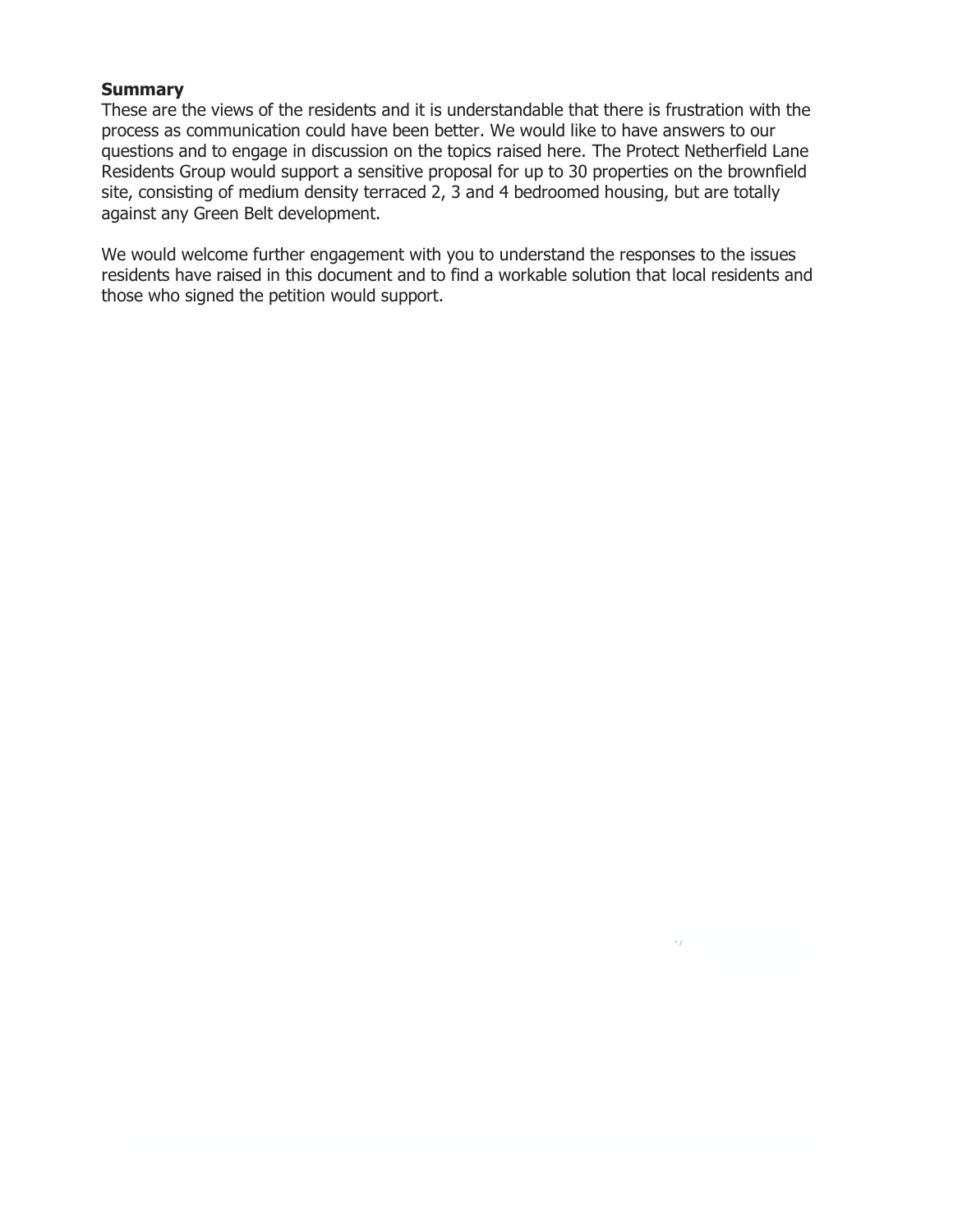**Summary**

These are the views of the residents and it is understandable that there is frustration with the process as communication could have been better. We would like to have answers to our questions and to engage in discussion on the topics raised here. The Protect Netherfield Lane Residents Group would support a sensitive proposal for up to 30 properties on the brownfield site, consisting of medium density terraced 2, 3 and 4 bedroomed housing, but are totally against any Green Belt development.

We would welcome further engagement with you to understand the responses to the issues residents have raised in this document and to find a workable solution that local residents and those who signed the petition would support.